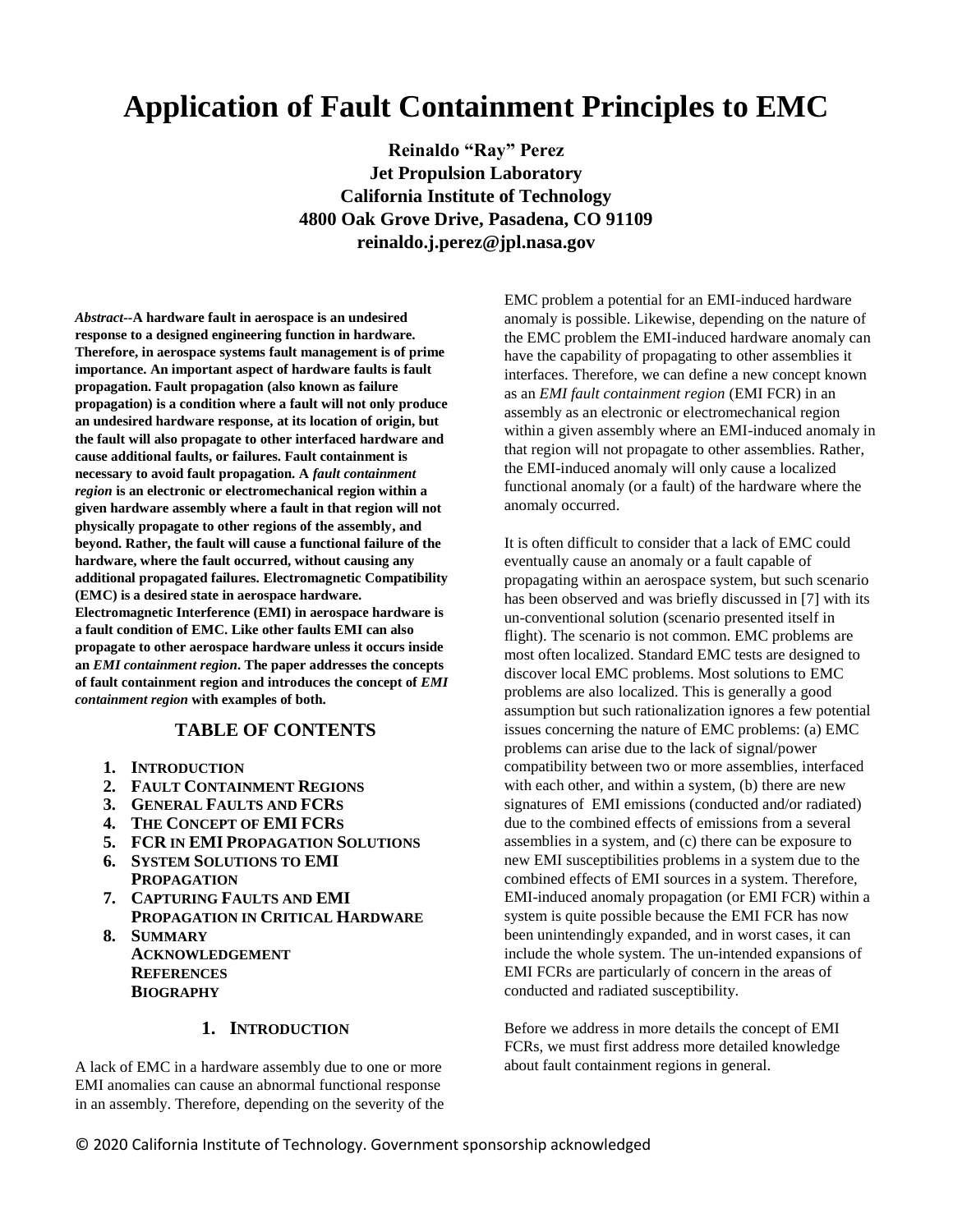# Application of Fault Containment Principles to EMC

**Reinaldo "Ray" Perez**
**Jet Propulsion Laboratory**
**California Institute of Technology**
**4800 Oak Grove Drive, Pasadena, CO 91109**
**reinaldo.j.perez@jpl.nasa.gov**

***Abstract*--A hardware fault in aerospace is an undesired response to a designed engineering function in hardware. Therefore, in aerospace systems fault management is of prime importance. An important aspect of hardware faults is fault propagation. Fault propagation (also known as failure propagation) is a condition where a fault will not only produce an undesired hardware response, at its location of origin, but the fault will also propagate to other interfaced hardware and cause additional faults, or failures. Fault containment is necessary to avoid fault propagation. A *fault containment region* is an electronic or electromechanical region within a given hardware assembly where a fault in that region will not physically propagate to other regions of the assembly, and beyond. Rather, the fault will cause a functional failure of the hardware, where the fault occurred, without causing any additional propagated failures. Electromagnetic Compatibility (EMC) is a desired state in aerospace hardware. Electromagnetic Interference (EMI) in aerospace hardware is a fault condition of EMC. Like other faults EMI can also propagate to other aerospace hardware unless it occurs inside an *EMI containment region*. The paper addresses the concepts of fault containment region and introduces the concept of *EMI containment region* with examples of both.**

## TABLE OF CONTENTS

1. **INTRODUCTION**
2. **FAULT CONTAINMENT REGIONS**
3. **GENERAL FAULTS AND FCRS**
4. **THE CONCEPT OF EMI FCRS**
5. **FCR IN EMI PROPAGATION SOLUTIONS**
6. **SYSTEM SOLUTIONS TO EMI PROPAGATION**
7. **CAPTURING FAULTS AND EMI PROPAGATION IN CRITICAL HARDWARE**
8. **SUMMARY**

**ACKNOWLEDGEMENT**
**REFERENCES**
**BIOGRAPHY**

## 1. INTRODUCTION

A lack of EMC in a hardware assembly due to one or more EMI anomalies can cause an abnormal functional response in an assembly. Therefore, depending on the severity of the EMC problem a potential for an EMI-induced hardware anomaly is possible. Likewise, depending on the nature of the EMC problem the EMI-induced hardware anomaly can have the capability of propagating to other assemblies it interfaces. Therefore, we can define a new concept known as an *EMI fault containment region* (EMI FCR) in an assembly as an electronic or electromechanical region within a given assembly where an EMI-induced anomaly in that region will not propagate to other assemblies. Rather, the EMI-induced anomaly will only cause a localized functional anomaly (or a fault) of the hardware where the anomaly occurred.

It is often difficult to consider that a lack of EMC could eventually cause an anomaly or a fault capable of propagating within an aerospace system, but such scenario has been observed and was briefly discussed in [7] with its un-conventional solution (scenario presented itself in flight). The scenario is not common. EMC problems are most often localized. Standard EMC tests are designed to discover local EMC problems. Most solutions to EMC problems are also localized. This is generally a good assumption but such rationalization ignores a few potential issues concerning the nature of EMC problems: (a) EMC problems can arise due to the lack of signal/power compatibility between two or more assemblies, interfaced with each other, and within a system, (b) there are new signatures of EMI emissions (conducted and/or radiated) due to the combined effects of emissions from a several assemblies in a system, and (c) there can be exposure to new EMI susceptibilities problems in a system due to the combined effects of EMI sources in a system. Therefore, EMI-induced anomaly propagation (or EMI FCR) within a system is quite possible because the EMI FCR has now been unintendingly expanded, and in worst cases, it can include the whole system. The un-intended expansions of EMI FCRs are particularly of concern in the areas of conducted and radiated susceptibility.

Before we address in more details the concept of EMI FCRs, we must first address more detailed knowledge about fault containment regions in general.

© 2020 California Institute of Technology. Government sponsorship acknowledged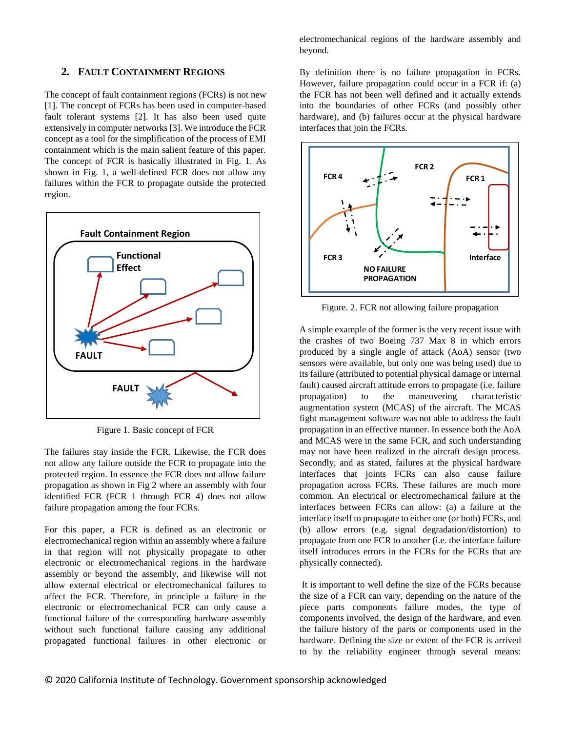## 2. Fault Containment Regions

The concept of fault containment regions (FCRs) is not new [1]. The concept of FCRs has been used in computer-based fault tolerant systems [2]. It has also been used quite extensively in computer networks [3]. We introduce the FCR concept as a tool for the simplification of the process of EMI containment which is the main salient feature of this paper. The concept of FCR is basically illustrated in Fig. 1. As shown in Fig. 1, a well-defined FCR does not allow any failures within the FCR to propagate outside the protected region.

Fault Containment Region

Functional Effect

FAULT

FAULT

Figure 1. Basic concept of FCR

The failures stay inside the FCR. Likewise, the FCR does not allow any failure outside the FCR to propagate into the protected region. In essence the FCR does not allow failure propagation as shown in Fig 2 where an assembly with four identified FCR (FCR 1 through FCR 4) does not allow failure propagation among the four FCRs.

For this paper, a FCR is defined as an electronic or electromechanical region within an assembly where a failure in that region will not physically propagate to other electronic or electromechanical regions in the hardware assembly or beyond the assembly, and likewise will not allow external electrical or electromechanical failures to affect the FCR. Therefore, in principle a failure in the electronic or electromechanical FCR can only cause a functional failure of the corresponding hardware assembly without such functional failure causing any additional propagated functional failures in other electronic or electromechanical regions of the hardware assembly and beyond.

By definition there is no failure propagation in FCRs. However, failure propagation could occur in a FCR if: (a) the FCR has not been well defined and it actually extends into the boundaries of other FCRs (and possibly other hardware), and (b) failures occur at the physical hardware interfaces that join the FCRs.

FCR 4

FCR 2

FCR 1

FCR 3

Interface

NO FAILURE PROPAGATION

Figure. 2. FCR not allowing failure propagation

A simple example of the former is the very recent issue with the crashes of two Boeing 737 Max 8 in which errors produced by a single angle of attack (AoA) sensor (two sensors were available, but only one was being used) due to its failure (attributed to potential physical damage or internal fault) caused aircraft attitude errors to propagate (i.e. failure propagation) to the maneuvering characteristic augmentation system (MCAS) of the aircraft. The MCAS fight management software was not able to address the fault propagation in an effective manner. In essence both the AoA and MCAS were in the same FCR, and such understanding may not have been realized in the aircraft design process. Secondly, and as stated, failures at the physical hardware interfaces that joints FCRs can also cause failure propagation across FCRs. These failures are much more common. An electrical or electromechanical failure at the interfaces between FCRs can allow: (a) a failure at the interface itself to propagate to either one (or both) FCRs, and (b) allow errors (e.g. signal degradation/distortion) to propagate from one FCR to another (i.e. the interface failure itself introduces errors in the FCRs for the FCRs that are physically connected).

It is important to well define the size of the FCRs because the size of a FCR can vary, depending on the nature of the piece parts components failure modes, the type of components involved, the design of the hardware, and even the failure history of the parts or components used in the hardware. Defining the size or extent of the FCR is arrived to by the reliability engineer through several means:

© 2020 California Institute of Technology. Government sponsorship acknowledged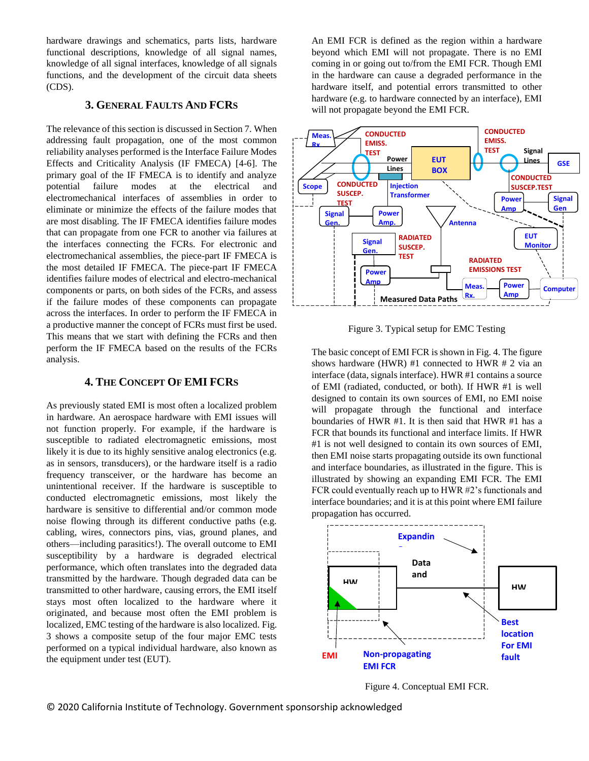hardware drawings and schematics, parts lists, hardware functional descriptions, knowledge of all signal names, knowledge of all signal interfaces, knowledge of all signals functions, and the development of the circuit data sheets (CDS).

## 3. General Faults And FCRs

The relevance of this section is discussed in Section 7. When addressing fault propagation, one of the most common reliability analyses performed is the Interface Failure Modes Effects and Criticality Analysis (IF FMECA) [4-6]. The primary goal of the IF FMECA is to identify and analyze potential failure modes at the electrical and electromechanical interfaces of assemblies in order to eliminate or minimize the effects of the failure modes that are most disabling. The IF FMECA identifies failure modes that can propagate from one FCR to another via failures at the interfaces connecting the FCRs. For electronic and electromechanical assemblies, the piece-part IF FMECA is the most detailed IF FMECA. The piece-part IF FMECA identifies failure modes of electrical and electro-mechanical components or parts, on both sides of the FCRs, and assess if the failure modes of these components can propagate across the interfaces. In order to perform the IF FMECA in a productive manner the concept of FCRs must first be used. This means that we start with defining the FCRs and then perform the IF FMECA based on the results of the FCRs analysis.

## 4. The Concept Of EMI FCRs

As previously stated EMI is most often a localized problem in hardware. An aerospace hardware with EMI issues will not function properly. For example, if the hardware is susceptible to radiated electromagnetic emissions, most likely it is due to its highly sensitive analog electronics (e.g. as in sensors, transducers), or the hardware itself is a radio frequency transceiver, or the hardware has become an unintentional receiver. If the hardware is susceptible to conducted electromagnetic emissions, most likely the hardware is sensitive to differential and/or common mode noise flowing through its different conductive paths (e.g. cabling, wires, connectors pins, vias, ground planes, and others—including parasitics!). The overall outcome to EMI susceptibility by a hardware is degraded electrical performance, which often translates into the degraded data transmitted by the hardware. Though degraded data can be transmitted to other hardware, causing errors, the EMI itself stays most often localized to the hardware where it originated, and because most often the EMI problem is localized, EMC testing of the hardware is also localized. Fig. 3 shows a composite setup of the four major EMC tests performed on a typical individual hardware, also known as the equipment under test (EUT).

An EMI FCR is defined as the region within a hardware beyond which EMI will not propagate. There is no EMI coming in or going out to/from the EMI FCR. Though EMI in the hardware can cause a degraded performance in the hardware itself, and potential errors transmitted to other hardware (e.g. to hardware connected by an interface), EMI will not propagate beyond the EMI FCR.

Meas. Rx
CONDUCTED EMISS. TEST
Power Lines
EUT BOX
CONDUCTED EMISS. TEST
Signal Lines
GSE
Scope
CONDUCTED SUSCEP. TEST
Injection Transformer
CONDUCTED SUSCEP.TEST
Power Amp
Signal Gen
Signal Gen.
Power Amp.
Antenna
Signal Gen.
RADIATED SUSCEP. TEST
EUT Monitor
Power Amp
RADIATED EMISSIONS TEST
Meas. Rx.
Power Amp
Computer
Measured Data Paths

Figure 3. Typical setup for EMC Testing

The basic concept of EMI FCR is shown in Fig. 4. The figure shows hardware (HWR) #1 connected to HWR # 2 via an interface (data, signals interface). HWR #1 contains a source of EMI (radiated, conducted, or both). If HWR #1 is well designed to contain its own sources of EMI, no EMI noise will propagate through the functional and interface boundaries of HWR #1. It is then said that HWR #1 has a FCR that bounds its functional and interface limits. If HWR #1 is not well designed to contain its own sources of EMI, then EMI noise starts propagating outside its own functional and interface boundaries, as illustrated in the figure. This is illustrated by showing an expanding EMI FCR. The EMI FCR could eventually reach up to HWR #2's functionals and interface boundaries; and it is at this point where EMI failure propagation has occurred.

Expandin
Data and
HW
HW
Best location For EMI fault
EMI
Non-propagating EMI FCR

Figure 4. Conceptual EMI FCR.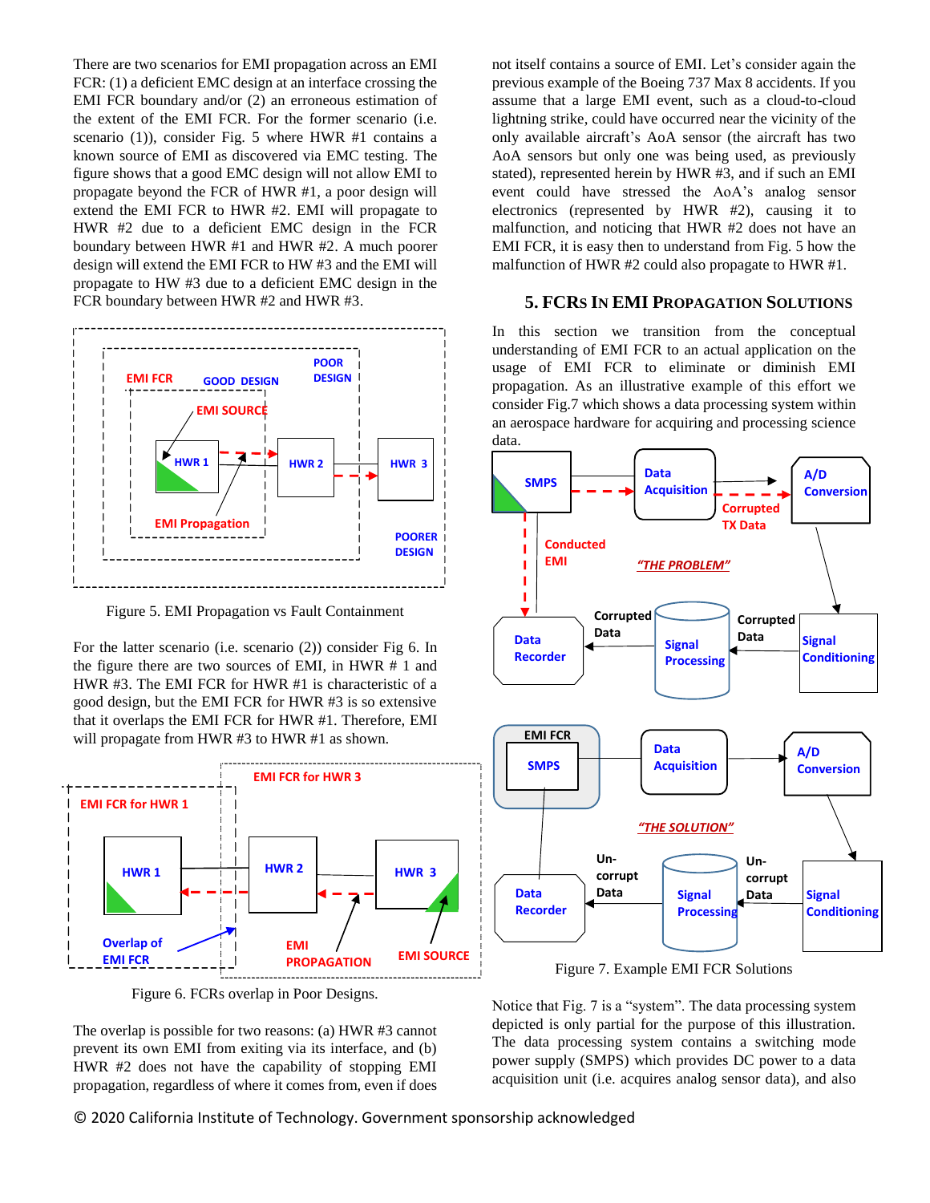There are two scenarios for EMI propagation across an EMI FCR: (1) a deficient EMC design at an interface crossing the EMI FCR boundary and/or (2) an erroneous estimation of the extent of the EMI FCR. For the former scenario (i.e. scenario (1)), consider Fig. 5 where HWR #1 contains a known source of EMI as discovered via EMC testing. The figure shows that a good EMC design will not allow EMI to propagate beyond the FCR of HWR #1, a poor design will extend the EMI FCR to HWR #2. EMI will propagate to HWR #2 due to a deficient EMC design in the FCR boundary between HWR #1 and HWR #2. A much poorer design will extend the EMI FCR to HW #3 and the EMI will propagate to HW #3 due to a deficient EMC design in the FCR boundary between HWR #2 and HWR #3.

Figure 5. EMI Propagation vs Fault Containment

For the latter scenario (i.e. scenario (2)) consider Fig 6. In the figure there are two sources of EMI, in HWR # 1 and HWR #3. The EMI FCR for HWR #1 is characteristic of a good design, but the EMI FCR for HWR #3 is so extensive that it overlaps the EMI FCR for HWR #1. Therefore, EMI will propagate from HWR #3 to HWR #1 as shown.

Figure 6. FCRs overlap in Poor Designs.

The overlap is possible for two reasons: (a) HWR #3 cannot prevent its own EMI from exiting via its interface, and (b) HWR #2 does not have the capability of stopping EMI propagation, regardless of where it comes from, even if does not itself contains a source of EMI. Let's consider again the previous example of the Boeing 737 Max 8 accidents. If you assume that a large EMI event, such as a cloud-to-cloud lightning strike, could have occurred near the vicinity of the only available aircraft's AoA sensor (the aircraft has two AoA sensors but only one was being used, as previously stated), represented herein by HWR #3, and if such an EMI event could have stressed the AoA's analog sensor electronics (represented by HWR #2), causing it to malfunction, and noticing that HWR #2 does not have an EMI FCR, it is easy then to understand from Fig. 5 how the malfunction of HWR #2 could also propagate to HWR #1.

## 5. FCRs In EMI Propagation Solutions

In this section we transition from the conceptual understanding of EMI FCR to an actual application on the usage of EMI FCR to eliminate or diminish EMI propagation. As an illustrative example of this effort we consider Fig.7 which shows a data processing system within an aerospace hardware for acquiring and processing science data.

Figure 7. Example EMI FCR Solutions

Notice that Fig. 7 is a "system". The data processing system depicted is only partial for the purpose of this illustration. The data processing system contains a switching mode power supply (SMPS) which provides DC power to a data acquisition unit (i.e. acquires analog sensor data), and also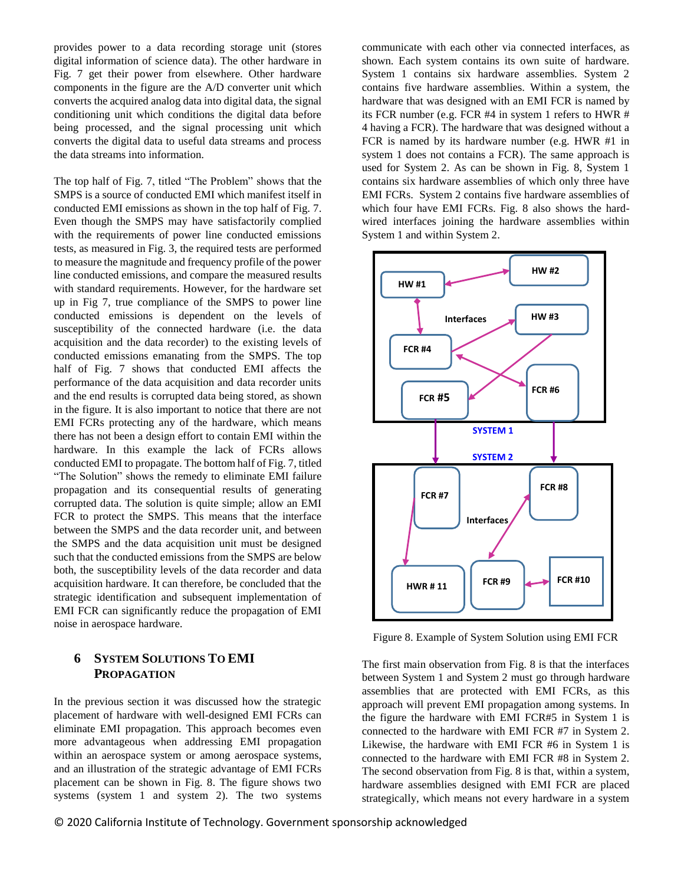provides power to a data recording storage unit (stores digital information of science data). The other hardware in Fig. 7 get their power from elsewhere. Other hardware components in the figure are the A/D converter unit which converts the acquired analog data into digital data, the signal conditioning unit which conditions the digital data before being processed, and the signal processing unit which converts the digital data to useful data streams and process the data streams into information.

The top half of Fig. 7, titled "The Problem" shows that the SMPS is a source of conducted EMI which manifest itself in conducted EMI emissions as shown in the top half of Fig. 7. Even though the SMPS may have satisfactorily complied with the requirements of power line conducted emissions tests, as measured in Fig. 3, the required tests are performed to measure the magnitude and frequency profile of the power line conducted emissions, and compare the measured results with standard requirements. However, for the hardware set up in Fig 7, true compliance of the SMPS to power line conducted emissions is dependent on the levels of susceptibility of the connected hardware (i.e. the data acquisition and the data recorder) to the existing levels of conducted emissions emanating from the SMPS. The top half of Fig. 7 shows that conducted EMI affects the performance of the data acquisition and data recorder units and the end results is corrupted data being stored, as shown in the figure. It is also important to notice that there are not EMI FCRs protecting any of the hardware, which means there has not been a design effort to contain EMI within the hardware. In this example the lack of FCRs allows conducted EMI to propagate. The bottom half of Fig. 7, titled "The Solution" shows the remedy to eliminate EMI failure propagation and its consequential results of generating corrupted data. The solution is quite simple; allow an EMI FCR to protect the SMPS. This means that the interface between the SMPS and the data recorder unit, and between the SMPS and the data acquisition unit must be designed such that the conducted emissions from the SMPS are below both, the susceptibility levels of the data recorder and data acquisition hardware. It can therefore, be concluded that the strategic identification and subsequent implementation of EMI FCR can significantly reduce the propagation of EMI noise in aerospace hardware.

## 6 System Solutions To EMI Propagation

In the previous section it was discussed how the strategic placement of hardware with well-designed EMI FCRs can eliminate EMI propagation. This approach becomes even more advantageous when addressing EMI propagation within an aerospace system or among aerospace systems, and an illustration of the strategic advantage of EMI FCRs placement can be shown in Fig. 8. The figure shows two systems (system 1 and system 2). The two systems communicate with each other via connected interfaces, as shown. Each system contains its own suite of hardware. System 1 contains six hardware assemblies. System 2 contains five hardware assemblies. Within a system, the hardware that was designed with an EMI FCR is named by its FCR number (e.g. FCR #4 in system 1 refers to HWR # 4 having a FCR). The hardware that was designed without a FCR is named by its hardware number (e.g. HWR #1 in system 1 does not contains a FCR). The same approach is used for System 2. As can be shown in Fig. 8, System 1 contains six hardware assemblies of which only three have EMI FCRs. System 2 contains five hardware assemblies of which four have EMI FCRs. Fig. 8 also shows the hard-wired interfaces joining the hardware assemblies within System 1 and within System 2.

Figure 8. Example of System Solution using EMI FCR

The first main observation from Fig. 8 is that the interfaces between System 1 and System 2 must go through hardware assemblies that are protected with EMI FCRs, as this approach will prevent EMI propagation among systems. In the figure the hardware with EMI FCR#5 in System 1 is connected to the hardware with EMI FCR #7 in System 2. Likewise, the hardware with EMI FCR #6 in System 1 is connected to the hardware with EMI FCR #8 in System 2. The second observation from Fig. 8 is that, within a system, hardware assemblies designed with EMI FCR are placed strategically, which means not every hardware in a system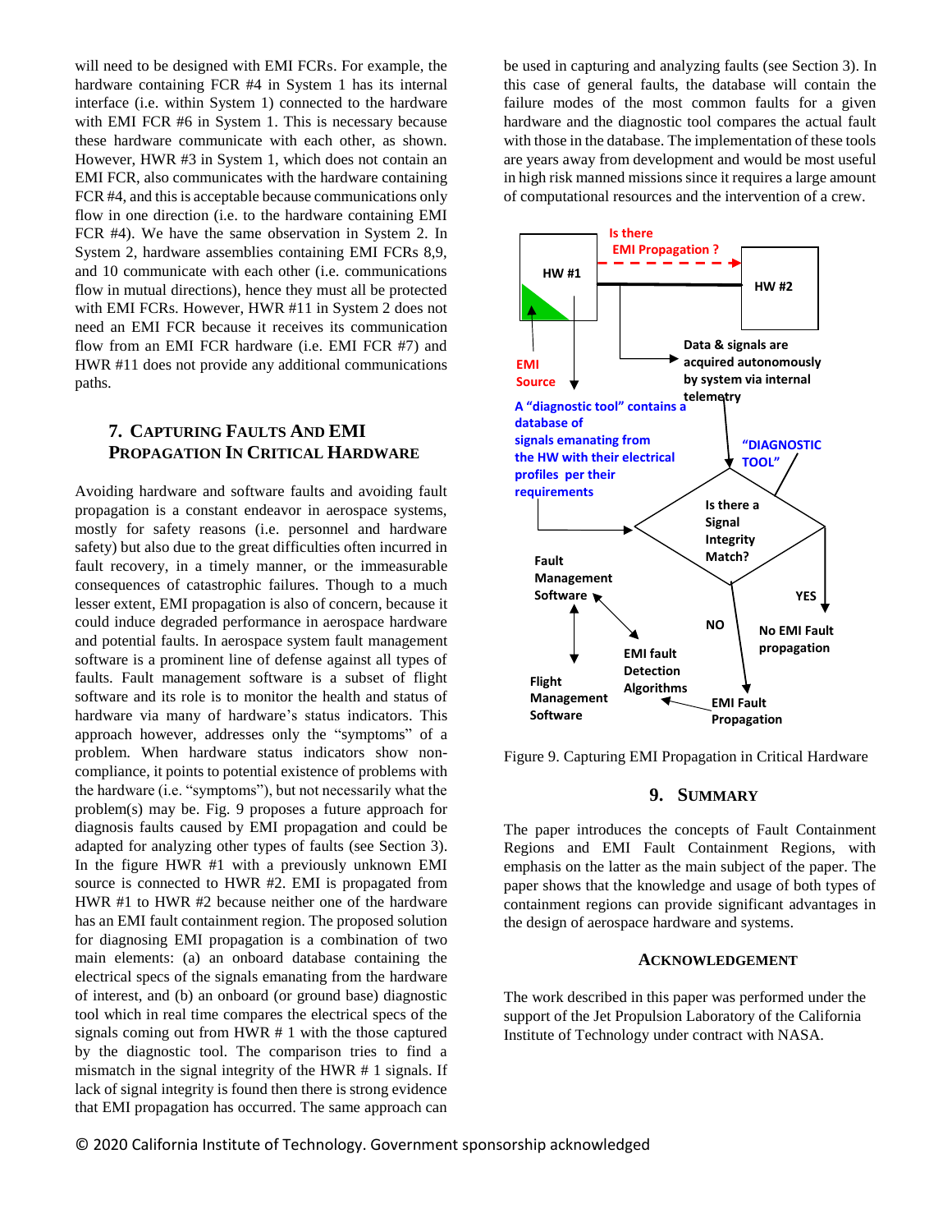will need to be designed with EMI FCRs. For example, the hardware containing FCR #4 in System 1 has its internal interface (i.e. within System 1) connected to the hardware with EMI FCR #6 in System 1. This is necessary because these hardware communicate with each other, as shown. However, HWR #3 in System 1, which does not contain an EMI FCR, also communicates with the hardware containing FCR #4, and this is acceptable because communications only flow in one direction (i.e. to the hardware containing EMI FCR #4). We have the same observation in System 2. In System 2, hardware assemblies containing EMI FCRs 8,9, and 10 communicate with each other (i.e. communications flow in mutual directions), hence they must all be protected with EMI FCRs. However, HWR #11 in System 2 does not need an EMI FCR because it receives its communication flow from an EMI FCR hardware (i.e. EMI FCR #7) and HWR #11 does not provide any additional communications paths.

## 7. Capturing Faults And EMI Propagation In Critical Hardware

Avoiding hardware and software faults and avoiding fault propagation is a constant endeavor in aerospace systems, mostly for safety reasons (i.e. personnel and hardware safety) but also due to the great difficulties often incurred in fault recovery, in a timely manner, or the immeasurable consequences of catastrophic failures. Though to a much lesser extent, EMI propagation is also of concern, because it could induce degraded performance in aerospace hardware and potential faults. In aerospace system fault management software is a prominent line of defense against all types of faults. Fault management software is a subset of flight software and its role is to monitor the health and status of hardware via many of hardware's status indicators. This approach however, addresses only the "symptoms" of a problem. When hardware status indicators show non-compliance, it points to potential existence of problems with the hardware (i.e. "symptoms"), but not necessarily what the problem(s) may be. Fig. 9 proposes a future approach for diagnosis faults caused by EMI propagation and could be adapted for analyzing other types of faults (see Section 3). In the figure HWR #1 with a previously unknown EMI source is connected to HWR #2. EMI is propagated from HWR #1 to HWR #2 because neither one of the hardware has an EMI fault containment region. The proposed solution for diagnosing EMI propagation is a combination of two main elements: (a) an onboard database containing the electrical specs of the signals emanating from the hardware of interest, and (b) an onboard (or ground base) diagnostic tool which in real time compares the electrical specs of the signals coming out from HWR # 1 with the those captured by the diagnostic tool. The comparison tries to find a mismatch in the signal integrity of the HWR # 1 signals. If lack of signal integrity is found then there is strong evidence that EMI propagation has occurred. The same approach can be used in capturing and analyzing faults (see Section 3). In this case of general faults, the database will contain the failure modes of the most common faults for a given hardware and the diagnostic tool compares the actual fault with those in the database. The implementation of these tools are years away from development and would be most useful in high risk manned missions since it requires a large amount of computational resources and the intervention of a crew.

Figure 9. Capturing EMI Propagation in Critical Hardware

## 9. Summary

The paper introduces the concepts of Fault Containment Regions and EMI Fault Containment Regions, with emphasis on the latter as the main subject of the paper. The paper shows that the knowledge and usage of both types of containment regions can provide significant advantages in the design of aerospace hardware and systems.

### Acknowledgement

The work described in this paper was performed under the support of the Jet Propulsion Laboratory of the California Institute of Technology under contract with NASA.

© 2020 California Institute of Technology. Government sponsorship acknowledged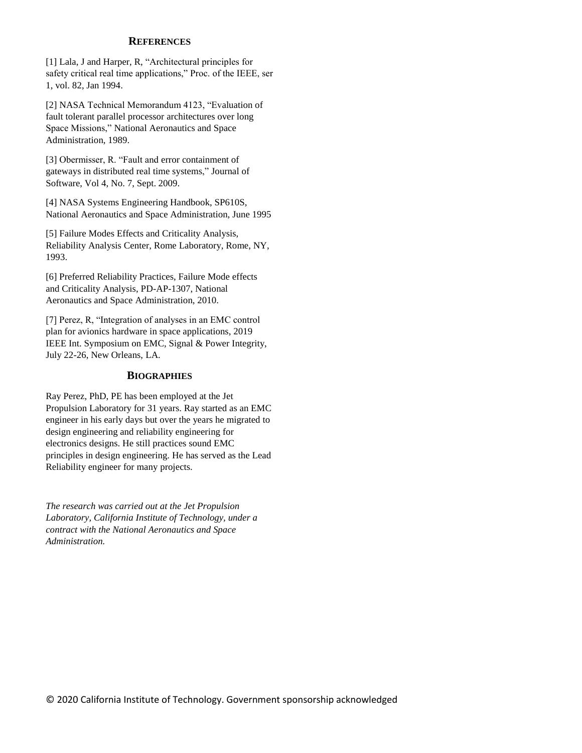## REFERENCES

[1] Lala, J and Harper, R, "Architectural principles for safety critical real time applications," Proc. of the IEEE, ser 1, vol. 82, Jan 1994.

[2] NASA Technical Memorandum 4123, "Evaluation of fault tolerant parallel processor architectures over long Space Missions," National Aeronautics and Space Administration, 1989.

[3] Obermisser, R. "Fault and error containment of gateways in distributed real time systems," Journal of Software, Vol 4, No. 7, Sept. 2009.

[4] NASA Systems Engineering Handbook, SP610S, National Aeronautics and Space Administration, June 1995

[5] Failure Modes Effects and Criticality Analysis, Reliability Analysis Center, Rome Laboratory, Rome, NY, 1993.

[6] Preferred Reliability Practices, Failure Mode effects and Criticality Analysis, PD-AP-1307, National Aeronautics and Space Administration, 2010.

[7] Perez, R, "Integration of analyses in an EMC control plan for avionics hardware in space applications, 2019 IEEE Int. Symposium on EMC, Signal & Power Integrity, July 22-26, New Orleans, LA.

## BIOGRAPHIES

Ray Perez, PhD, PE has been employed at the Jet Propulsion Laboratory for 31 years. Ray started as an EMC engineer in his early days but over the years he migrated to design engineering and reliability engineering for electronics designs. He still practices sound EMC principles in design engineering. He has served as the Lead Reliability engineer for many projects.

*The research was carried out at the Jet Propulsion Laboratory, California Institute of Technology, under a contract with the National Aeronautics and Space Administration.*

© 2020 California Institute of Technology. Government sponsorship acknowledged